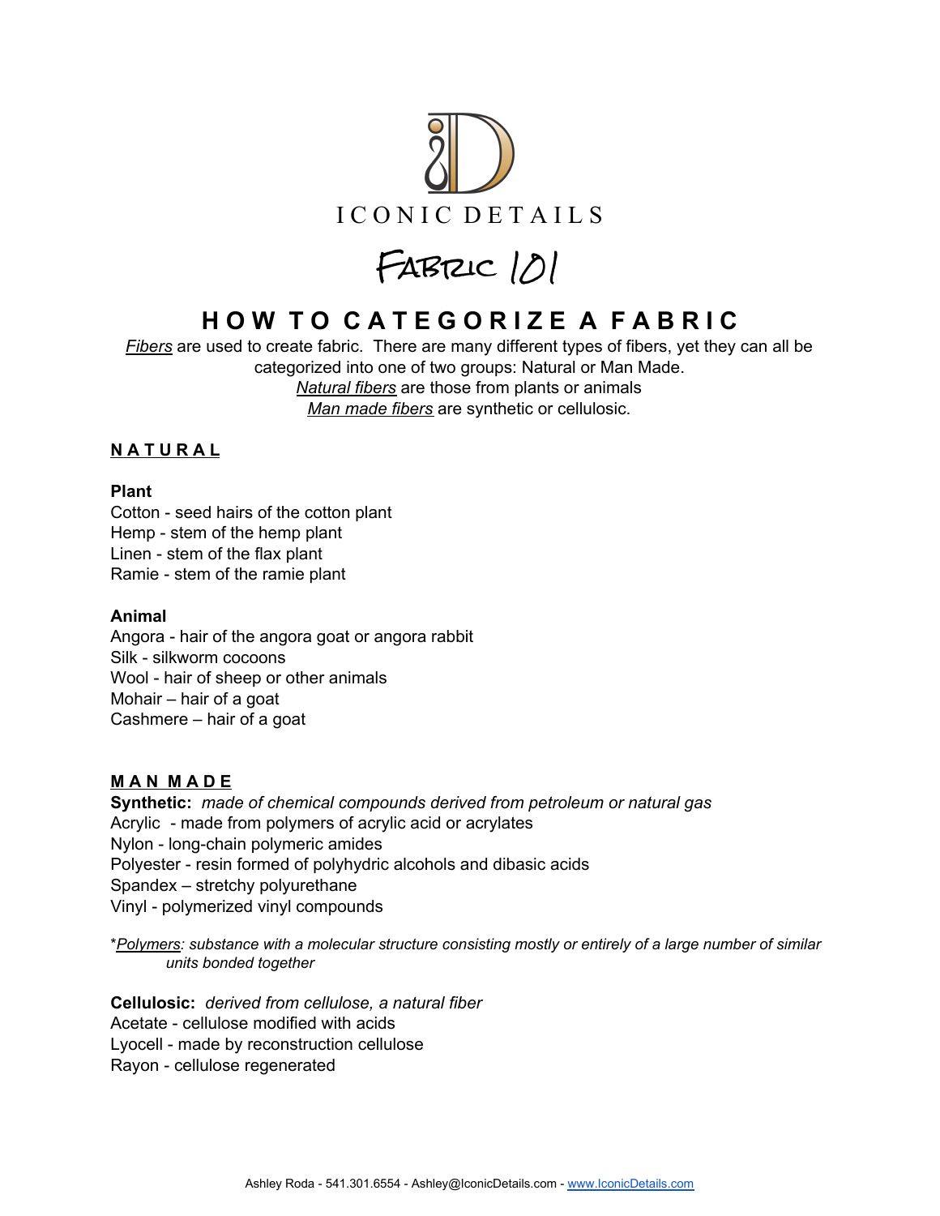# ICONIC DETAILS

# Fabric 101

## HOW TO CATEGORIZE A FABRIC

*Fibers* are used to create fabric. There are many different types of fibers, yet they can all be categorized into one of two groups: Natural or Man Made.

*Natural fibers* are those from plants or animals

*Man made fibers* are synthetic or cellulosic.

### NATURAL

**Plant**

Cotton - seed hairs of the cotton plant
Hemp - stem of the hemp plant
Linen - stem of the flax plant
Ramie - stem of the ramie plant

**Animal**

Angora - hair of the angora goat or angora rabbit
Silk - silkworm cocoons
Wool - hair of sheep or other animals
Mohair – hair of a goat
Cashmere – hair of a goat

### MAN MADE

**Synthetic:** *made of chemical compounds derived from petroleum or natural gas*
Acrylic - made from polymers of acrylic acid or acrylates
Nylon - long-chain polymeric amides
Polyester - resin formed of polyhydric alcohols and dibasic acids
Spandex – stretchy polyurethane
Vinyl - polymerized vinyl compounds

**Polymers*: substance with a molecular structure consisting mostly or entirely of a large number of similar units bonded together*

**Cellulosic:** *derived from cellulose, a natural fiber*
Acetate - cellulose modified with acids
Lyocell - made by reconstruction cellulose
Rayon - cellulose regenerated

Ashley Roda - 541.301.6554 - Ashley@IconicDetails.com - www.IconicDetails.com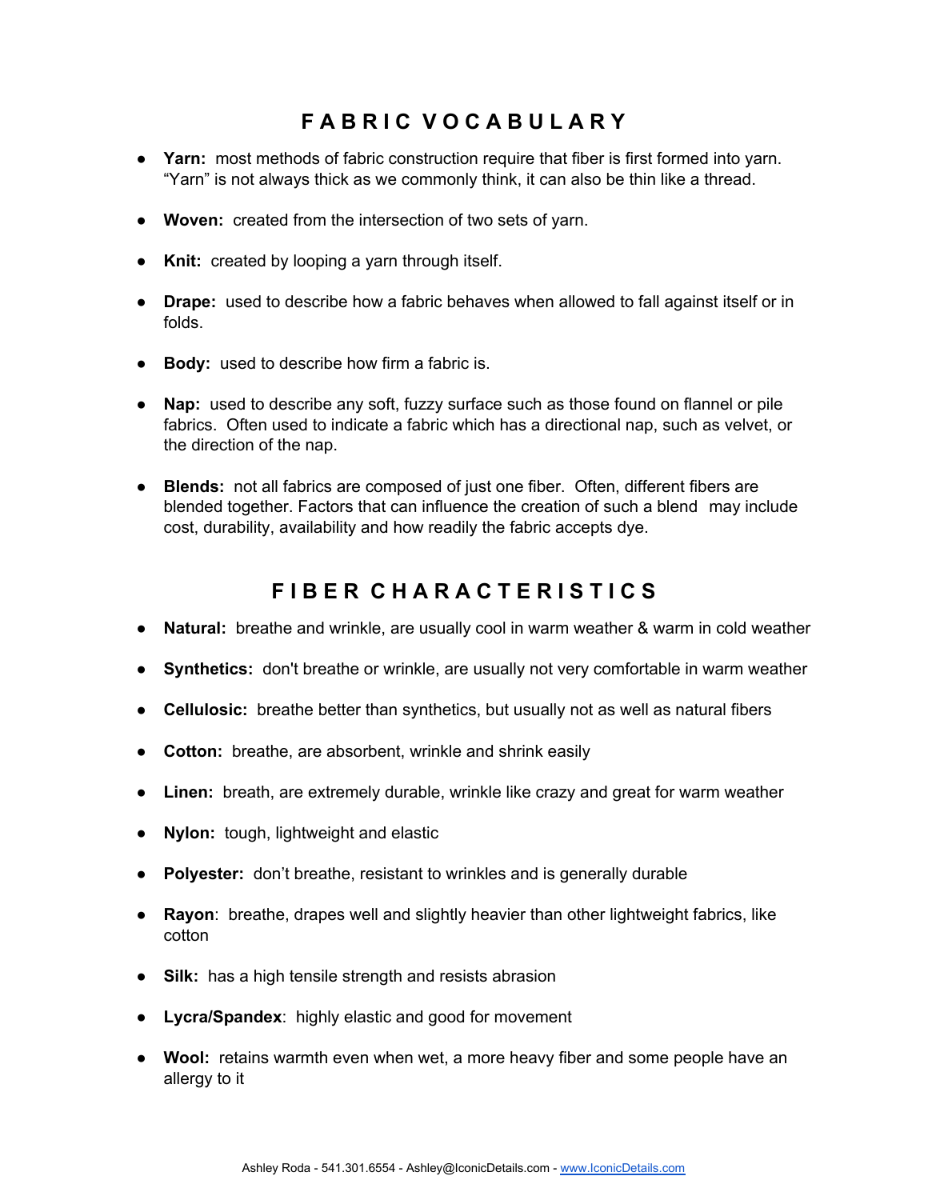# FABRIC VOCABULARY

- **Yarn:** most methods of fabric construction require that fiber is first formed into yarn. "Yarn" is not always thick as we commonly think, it can also be thin like a thread.
- **Woven:** created from the intersection of two sets of yarn.
- **Knit:** created by looping a yarn through itself.
- **Drape:** used to describe how a fabric behaves when allowed to fall against itself or in folds.
- **Body:** used to describe how firm a fabric is.
- **Nap:** used to describe any soft, fuzzy surface such as those found on flannel or pile fabrics. Often used to indicate a fabric which has a directional nap, such as velvet, or the direction of the nap.
- **Blends:** not all fabrics are composed of just one fiber. Often, different fibers are blended together. Factors that can influence the creation of such a blend may include cost, durability, availability and how readily the fabric accepts dye.

# FIBER CHARACTERISTICS

- **Natural:** breathe and wrinkle, are usually cool in warm weather & warm in cold weather
- **Synthetics:** don't breathe or wrinkle, are usually not very comfortable in warm weather
- **Cellulosic:** breathe better than synthetics, but usually not as well as natural fibers
- **Cotton:** breathe, are absorbent, wrinkle and shrink easily
- **Linen:** breath, are extremely durable, wrinkle like crazy and great for warm weather
- **Nylon:** tough, lightweight and elastic
- **Polyester:** don't breathe, resistant to wrinkles and is generally durable
- **Rayon**: breathe, drapes well and slightly heavier than other lightweight fabrics, like cotton
- **Silk:** has a high tensile strength and resists abrasion
- **Lycra/Spandex**: highly elastic and good for movement
- **Wool:** retains warmth even when wet, a more heavy fiber and some people have an allergy to it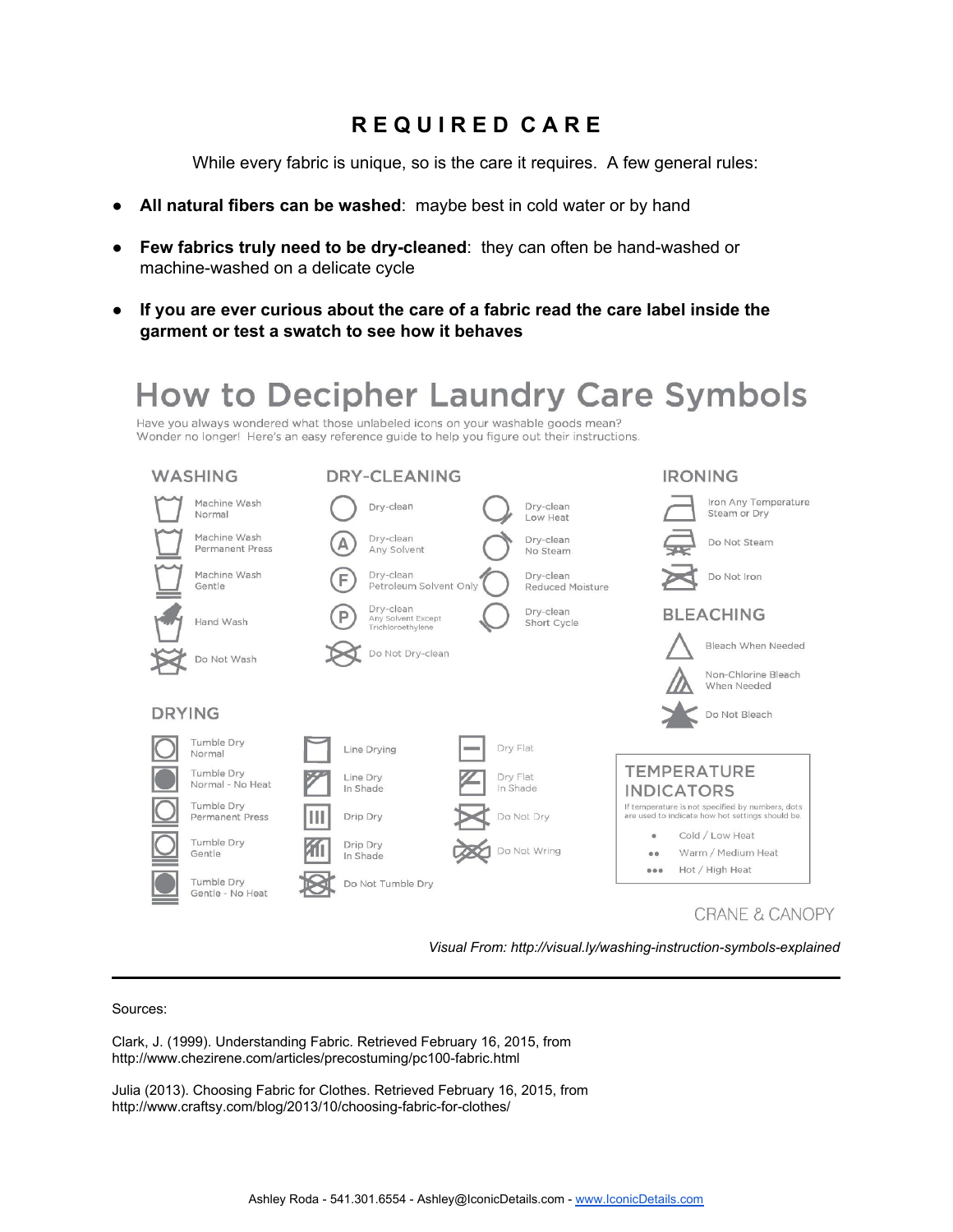# REQUIRED CARE

While every fabric is unique, so is the care it requires. A few general rules:

- **All natural fibers can be washed**: maybe best in cold water or by hand
- **Few fabrics truly need to be dry-cleaned**: they can often be hand-washed or machine-washed on a delicate cycle
- **If you are ever curious about the care of a fabric read the care label inside the garment or test a swatch to see how it behaves**

## How to Decipher Laundry Care Symbols

Have you always wondered what those unlabeled icons on your washable goods mean?
Wonder no longer! Here's an easy reference guide to help you figure out their instructions.

### WASHING

Machine Wash Normal
Machine Wash Permanent Press
Machine Wash Gentle
Hand Wash
Do Not Wash

### DRY-CLEANING

Dry-clean
Dry-clean Any Solvent
Dry-clean Petroleum Solvent Only
Dry-clean Any Solvent Except Trichloroethylene
Do Not Dry-clean
Dry-clean Low Heat
Dry-clean No Steam
Dry-clean Reduced Moisture
Dry-clean Short Cycle

### IRONING

Iron Any Temperature Steam or Dry
Do Not Steam
Do Not Iron

### BLEACHING

Bleach When Needed
Non-Chlorine Bleach When Needed
Do Not Bleach

### DRYING

Tumble Dry Normal
Tumble Dry Normal - No Heat
Tumble Dry Permanent Press
Tumble Dry Gentle
Tumble Dry Gentle - No Heat
Line Drying
Line Dry In Shade
Drip Dry
Drip Dry In Shade
Do Not Tumble Dry
Dry Flat
Dry Flat In Shade
Do Not Dry
Do Not Wring

### TEMPERATURE INDICATORS

If temperature is not specified by numbers, dots are used to indicate how hot settings should be.

● Cold / Low Heat
●● Warm / Medium Heat
●●● Hot / High Heat

CRANE & CANOPY

*Visual From: http://visual.ly/washing-instruction-symbols-explained*

---

Sources:

Clark, J. (1999). Understanding Fabric. Retrieved February 16, 2015, from http://www.chezirene.com/articles/precostuming/pc100-fabric.html

Julia (2013). Choosing Fabric for Clothes. Retrieved February 16, 2015, from http://www.craftsy.com/blog/2013/10/choosing-fabric-for-clothes/

Ashley Roda - 541.301.6554 - Ashley@IconicDetails.com - [www.IconicDetails.com](http://www.IconicDetails.com)